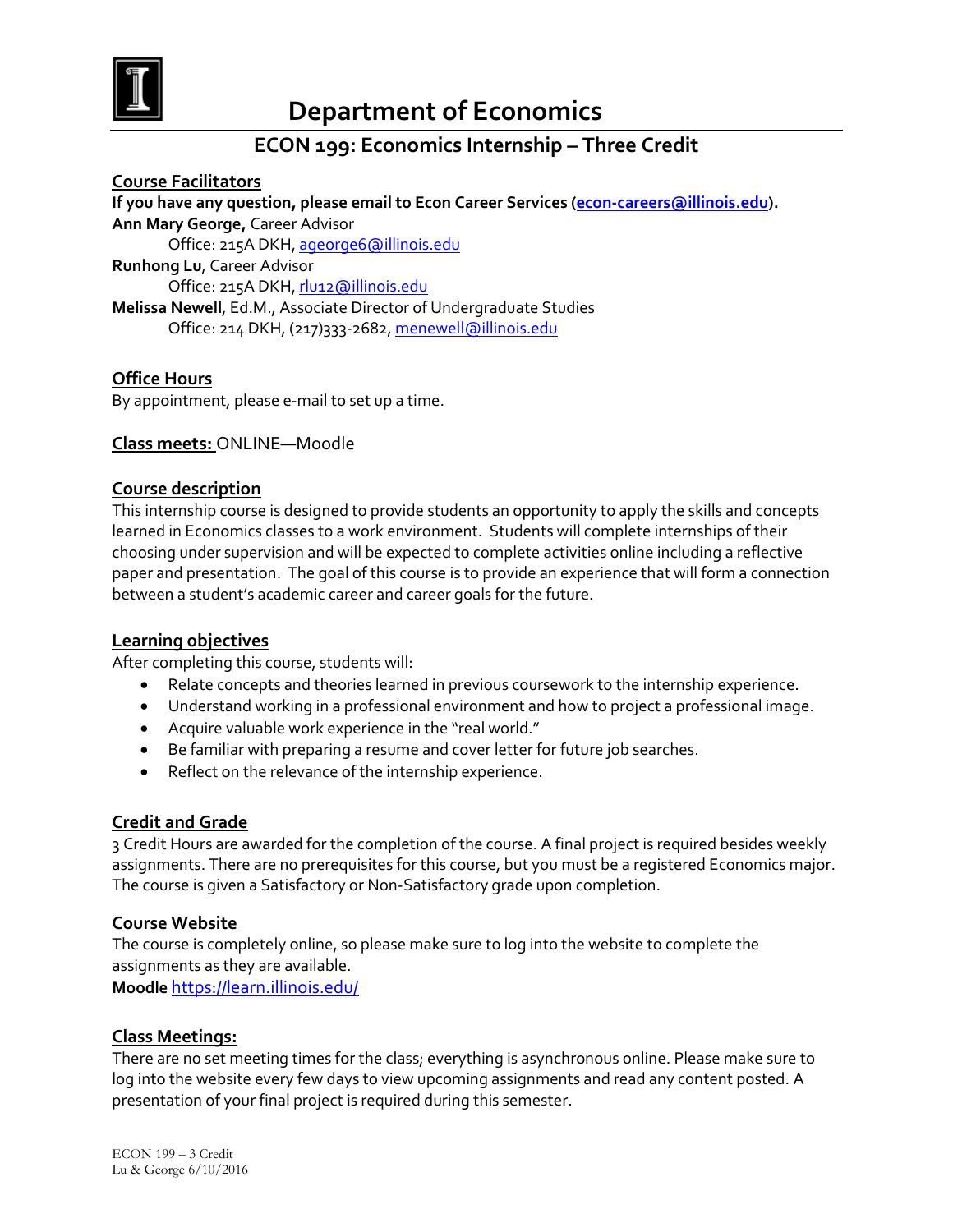# Department of Economics

## ECON 199: Economics Internship – Three Credit

### Course Facilitators

**If you have any question, please email to Econ Career Services (econ-careers@illinois.edu).**

**Ann Mary George,** Career Advisor
Office: 215A DKH, ageorge6@illinois.edu

**Runhong Lu**, Career Advisor
Office: 215A DKH, rlu12@illinois.edu

**Melissa Newell**, Ed.M., Associate Director of Undergraduate Studies
Office: 214 DKH, (217)333-2682, menewell@illinois.edu

### Office Hours

By appointment, please e-mail to set up a time.

### Class meets: ONLINE—Moodle

### Course description

This internship course is designed to provide students an opportunity to apply the skills and concepts learned in Economics classes to a work environment. Students will complete internships of their choosing under supervision and will be expected to complete activities online including a reflective paper and presentation. The goal of this course is to provide an experience that will form a connection between a student's academic career and career goals for the future.

### Learning objectives

After completing this course, students will:

- Relate concepts and theories learned in previous coursework to the internship experience.
- Understand working in a professional environment and how to project a professional image.
- Acquire valuable work experience in the "real world."
- Be familiar with preparing a resume and cover letter for future job searches.
- Reflect on the relevance of the internship experience.

### Credit and Grade

3 Credit Hours are awarded for the completion of the course. A final project is required besides weekly assignments. There are no prerequisites for this course, but you must be a registered Economics major. The course is given a Satisfactory or Non-Satisfactory grade upon completion.

### Course Website

The course is completely online, so please make sure to log into the website to complete the assignments as they are available.

**Moodle** https://learn.illinois.edu/

### Class Meetings:

There are no set meeting times for the class; everything is asynchronous online. Please make sure to log into the website every few days to view upcoming assignments and read any content posted. A presentation of your final project is required during this semester.

ECON 199 – 3 Credit
Lu & George 6/10/2016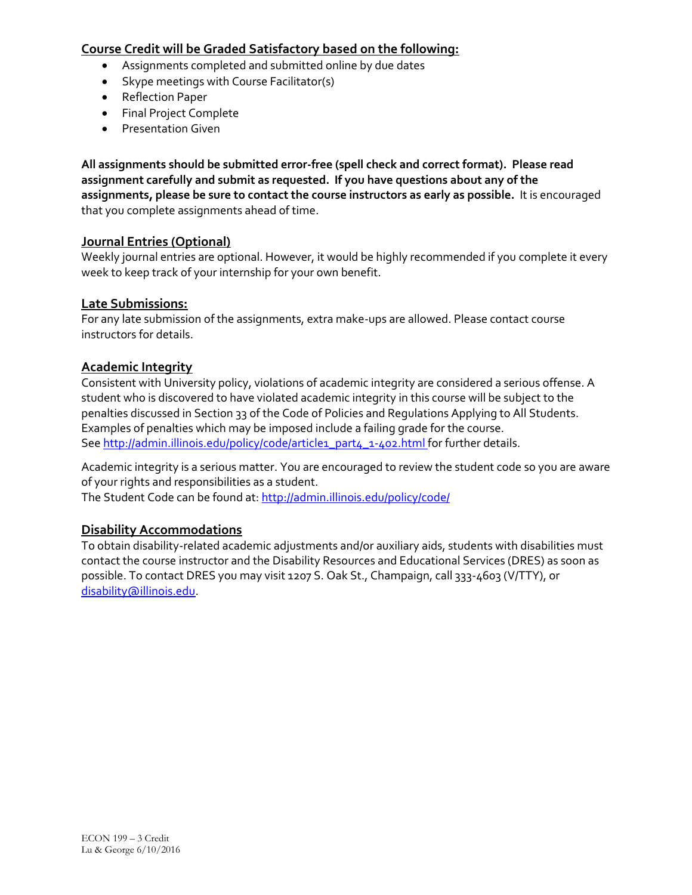## Course Credit will be Graded Satisfactory based on the following:

- Assignments completed and submitted online by due dates
- Skype meetings with Course Facilitator(s)
- Reflection Paper
- Final Project Complete
- Presentation Given

**All assignments should be submitted error-free (spell check and correct format). Please read assignment carefully and submit as requested. If you have questions about any of the assignments, please be sure to contact the course instructors as early as possible.** It is encouraged that you complete assignments ahead of time.

## Journal Entries (Optional)

Weekly journal entries are optional. However, it would be highly recommended if you complete it every week to keep track of your internship for your own benefit.

## Late Submissions:

For any late submission of the assignments, extra make-ups are allowed. Please contact course instructors for details.

## Academic Integrity

Consistent with University policy, violations of academic integrity are considered a serious offense. A student who is discovered to have violated academic integrity in this course will be subject to the penalties discussed in Section 33 of the Code of Policies and Regulations Applying to All Students. Examples of penalties which may be imposed include a failing grade for the course. See http://admin.illinois.edu/policy/code/article1_part4_1-402.html for further details.

Academic integrity is a serious matter. You are encouraged to review the student code so you are aware of your rights and responsibilities as a student.
The Student Code can be found at: http://admin.illinois.edu/policy/code/

## Disability Accommodations

To obtain disability-related academic adjustments and/or auxiliary aids, students with disabilities must contact the course instructor and the Disability Resources and Educational Services (DRES) as soon as possible. To contact DRES you may visit 1207 S. Oak St., Champaign, call 333-4603 (V/TTY), or disability@illinois.edu.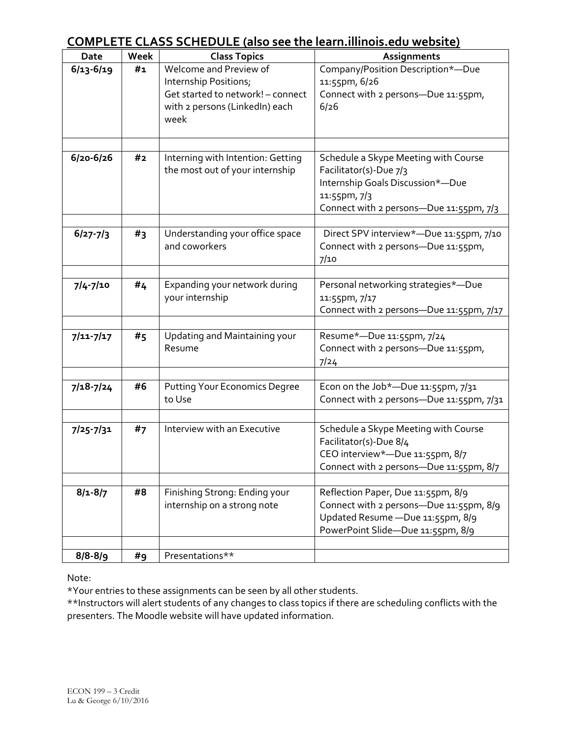## COMPLETE CLASS SCHEDULE (also see the learn.illinois.edu website)

| Date | Week | Class Topics | Assignments |
|---|---|---|---|
| 6/13-6/19 | #1 | Welcome and Preview of Internship Positions; Get started to network! – connect with 2 persons (LinkedIn) each week | Company/Position Description*—Due 11:55pm, 6/26<br>Connect with 2 persons—Due 11:55pm, 6/26 |
| | | | |
| 6/20-6/26 | #2 | Interning with Intention: Getting the most out of your internship | Schedule a Skype Meeting with Course Facilitator(s)-Due 7/3<br>Internship Goals Discussion*—Due 11:55pm, 7/3<br>Connect with 2 persons—Due 11:55pm, 7/3 |
| | | | |
| 6/27-7/3 | #3 | Understanding your office space and coworkers | Direct SPV interview*—Due 11:55pm, 7/10<br>Connect with 2 persons—Due 11:55pm, 7/10 |
| | | | |
| 7/4-7/10 | #4 | Expanding your network during your internship | Personal networking strategies*—Due 11:55pm, 7/17<br>Connect with 2 persons—Due 11:55pm, 7/17 |
| | | | |
| 7/11-7/17 | #5 | Updating and Maintaining your Resume | Resume*—Due 11:55pm, 7/24<br>Connect with 2 persons—Due 11:55pm, 7/24 |
| | | | |
| 7/18-7/24 | #6 | Putting Your Economics Degree to Use | Econ on the Job*—Due 11:55pm, 7/31<br>Connect with 2 persons—Due 11:55pm, 7/31 |
| | | | |
| 7/25-7/31 | #7 | Interview with an Executive | Schedule a Skype Meeting with Course Facilitator(s)-Due 8/4<br>CEO interview*—Due 11:55pm, 8/7<br>Connect with 2 persons—Due 11:55pm, 8/7 |
| | | | |
| 8/1-8/7 | #8 | Finishing Strong: Ending your internship on a strong note | Reflection Paper, Due 11:55pm, 8/9<br>Connect with 2 persons—Due 11:55pm, 8/9<br>Updated Resume —Due 11:55pm, 8/9<br>PowerPoint Slide—Due 11:55pm, 8/9 |
| | | | |
| 8/8-8/9 | #9 | Presentations** | |

Note:

*Your entries to these assignments can be seen by all other students.

**Instructors will alert students of any changes to class topics if there are scheduling conflicts with the presenters. The Moodle website will have updated information.

ECON 199 – 3 Credit
Lu & George 6/10/2016